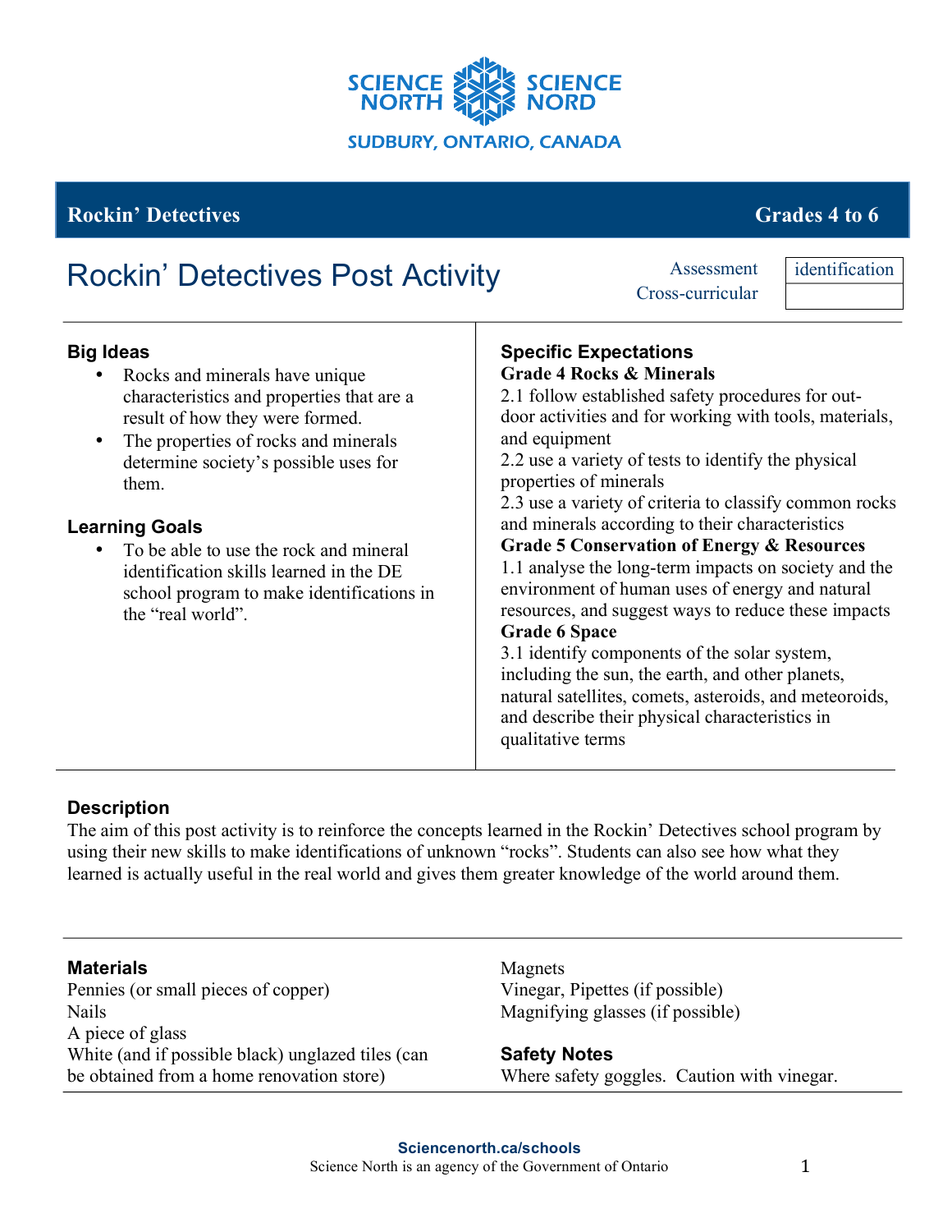SCIENCE NORTH SCIENCE NORD

SUDBURY, ONTARIO, CANADA

**Rockin' Detectives** **Grades 4 to 6**

# Rockin' Detectives Post Activity

| | |
|---|---|
| Assessment | identification |
| Cross-curricular | |

## Big Ideas

- Rocks and minerals have unique characteristics and properties that are a result of how they were formed.
- The properties of rocks and minerals determine society's possible uses for them.

## Learning Goals

- To be able to use the rock and mineral identification skills learned in the DE school program to make identifications in the "real world".

## Specific Expectations

**Grade 4 Rocks & Minerals**

2.1 follow established safety procedures for outdoor activities and for working with tools, materials, and equipment

2.2 use a variety of tests to identify the physical properties of minerals

2.3 use a variety of criteria to classify common rocks and minerals according to their characteristics

**Grade 5 Conservation of Energy & Resources**

1.1 analyse the long-term impacts on society and the environment of human uses of energy and natural resources, and suggest ways to reduce these impacts

**Grade 6 Space**

3.1 identify components of the solar system, including the sun, the earth, and other planets, natural satellites, comets, asteroids, and meteoroids, and describe their physical characteristics in qualitative terms

## Description

The aim of this post activity is to reinforce the concepts learned in the Rockin' Detectives school program by using their new skills to make identifications of unknown "rocks". Students can also see how what they learned is actually useful in the real world and gives them greater knowledge of the world around them.

## Materials

Pennies (or small pieces of copper)
Nails
A piece of glass
White (and if possible black) unglazed tiles (can be obtained from a home renovation store)
Magnets
Vinegar, Pipettes (if possible)
Magnifying glasses (if possible)

## Safety Notes

Where safety goggles. Caution with vinegar.

**Sciencenorth.ca/schools**
Science North is an agency of the Government of Ontario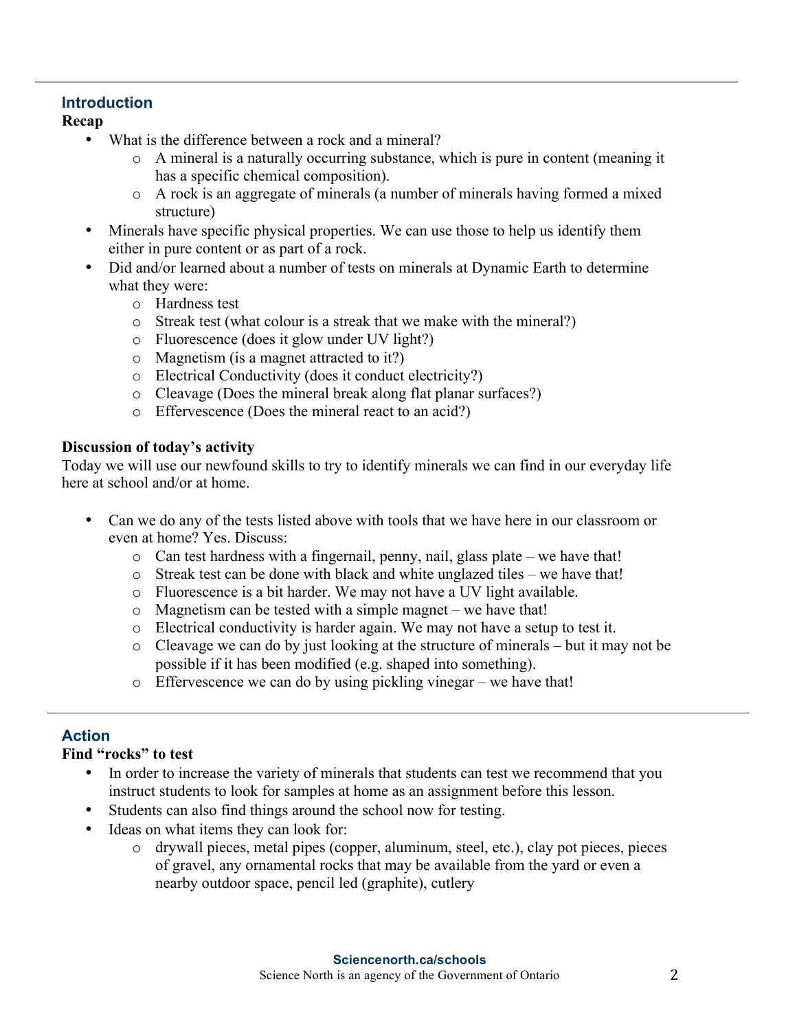## Introduction

**Recap**

- What is the difference between a rock and a mineral?
  - A mineral is a naturally occurring substance, which is pure in content (meaning it has a specific chemical composition).
  - A rock is an aggregate of minerals (a number of minerals having formed a mixed structure)
- Minerals have specific physical properties. We can use those to help us identify them either in pure content or as part of a rock.
- Did and/or learned about a number of tests on minerals at Dynamic Earth to determine what they were:
  - Hardness test
  - Streak test (what colour is a streak that we make with the mineral?)
  - Fluorescence (does it glow under UV light?)
  - Magnetism (is a magnet attracted to it?)
  - Electrical Conductivity (does it conduct electricity?)
  - Cleavage (Does the mineral break along flat planar surfaces?)
  - Effervescence (Does the mineral react to an acid?)

**Discussion of today's activity**

Today we will use our newfound skills to try to identify minerals we can find in our everyday life here at school and/or at home.

- Can we do any of the tests listed above with tools that we have here in our classroom or even at home? Yes. Discuss:
  - Can test hardness with a fingernail, penny, nail, glass plate – we have that!
  - Streak test can be done with black and white unglazed tiles – we have that!
  - Fluorescence is a bit harder. We may not have a UV light available.
  - Magnetism can be tested with a simple magnet – we have that!
  - Electrical conductivity is harder again. We may not have a setup to test it.
  - Cleavage we can do by just looking at the structure of minerals – but it may not be possible if it has been modified (e.g. shaped into something).
  - Effervescence we can do by using pickling vinegar – we have that!

---

## Action

**Find "rocks" to test**

- In order to increase the variety of minerals that students can test we recommend that you instruct students to look for samples at home as an assignment before this lesson.
- Students can also find things around the school now for testing.
- Ideas on what items they can look for:
  - drywall pieces, metal pipes (copper, aluminum, steel, etc.), clay pot pieces, pieces of gravel, any ornamental rocks that may be available from the yard or even a nearby outdoor space, pencil led (graphite), cutlery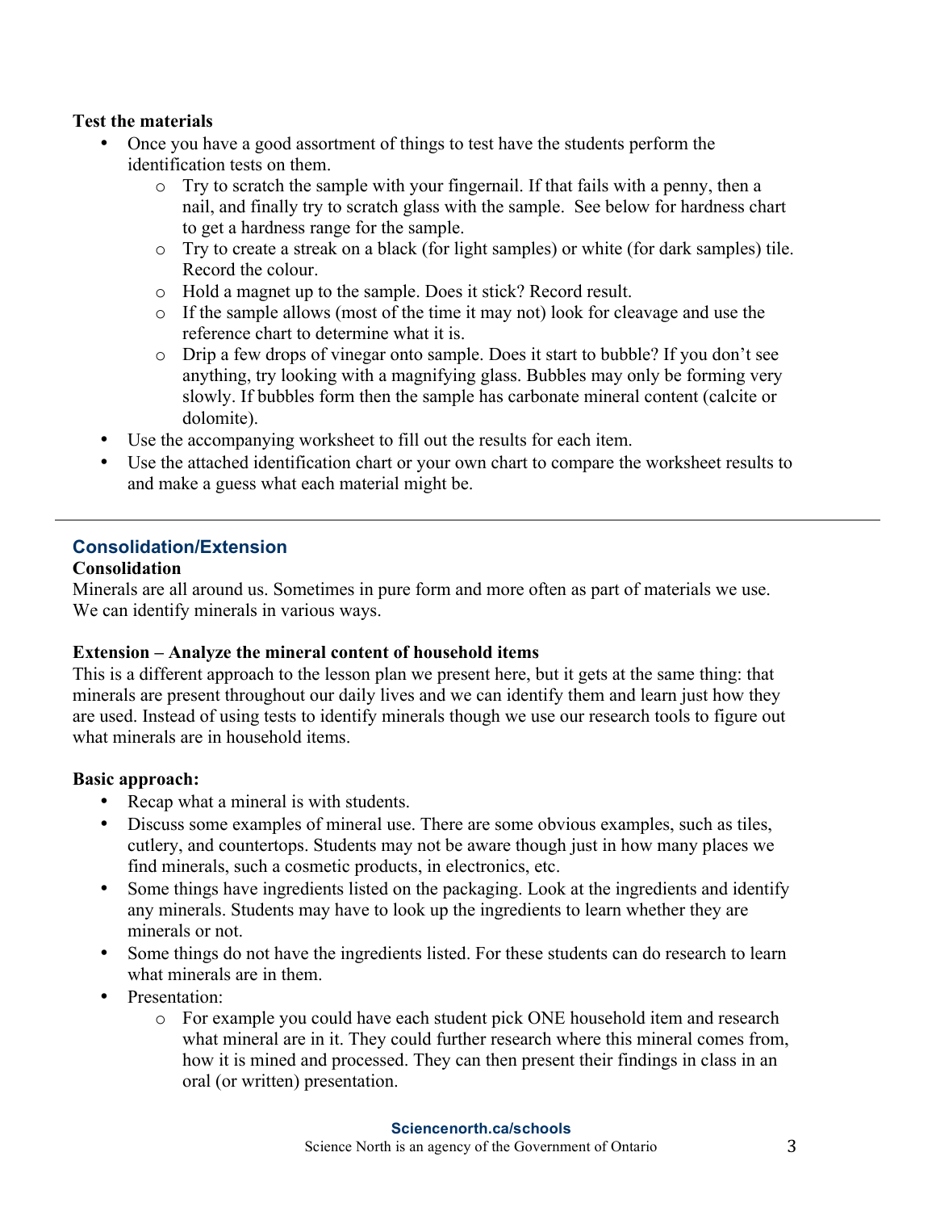**Test the materials**

- Once you have a good assortment of things to test have the students perform the identification tests on them.
    - Try to scratch the sample with your fingernail. If that fails with a penny, then a nail, and finally try to scratch glass with the sample. See below for hardness chart to get a hardness range for the sample.
    - Try to create a streak on a black (for light samples) or white (for dark samples) tile. Record the colour.
    - Hold a magnet up to the sample. Does it stick? Record result.
    - If the sample allows (most of the time it may not) look for cleavage and use the reference chart to determine what it is.
    - Drip a few drops of vinegar onto sample. Does it start to bubble? If you don't see anything, try looking with a magnifying glass. Bubbles may only be forming very slowly. If bubbles form then the sample has carbonate mineral content (calcite or dolomite).
- Use the accompanying worksheet to fill out the results for each item.
- Use the attached identification chart or your own chart to compare the worksheet results to and make a guess what each material might be.

---

## Consolidation/Extension

**Consolidation**

Minerals are all around us. Sometimes in pure form and more often as part of materials we use. We can identify minerals in various ways.

**Extension – Analyze the mineral content of household items**

This is a different approach to the lesson plan we present here, but it gets at the same thing: that minerals are present throughout our daily lives and we can identify them and learn just how they are used. Instead of using tests to identify minerals though we use our research tools to figure out what minerals are in household items.

**Basic approach:**

- Recap what a mineral is with students.
- Discuss some examples of mineral use. There are some obvious examples, such as tiles, cutlery, and countertops. Students may not be aware though just in how many places we find minerals, such a cosmetic products, in electronics, etc.
- Some things have ingredients listed on the packaging. Look at the ingredients and identify any minerals. Students may have to look up the ingredients to learn whether they are minerals or not.
- Some things do not have the ingredients listed. For these students can do research to learn what minerals are in them.
- Presentation:
    - For example you could have each student pick ONE household item and research what mineral are in it. They could further research where this mineral comes from, how it is mined and processed. They can then present their findings in class in an oral (or written) presentation.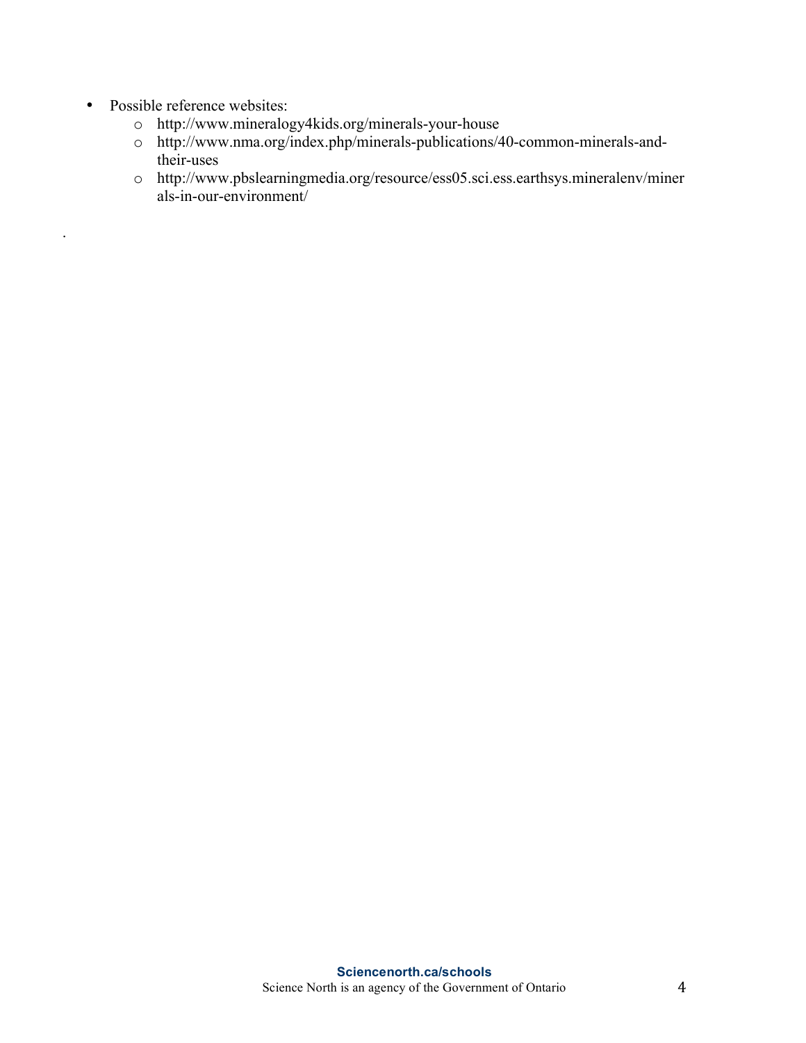- Possible reference websites:
  - http://www.mineralogy4kids.org/minerals-your-house
  - http://www.nma.org/index.php/minerals-publications/40-common-minerals-and-their-uses
  - http://www.pbslearningmedia.org/resource/ess05.sci.ess.earthsys.mineralenv/minerals-in-our-environment/

.